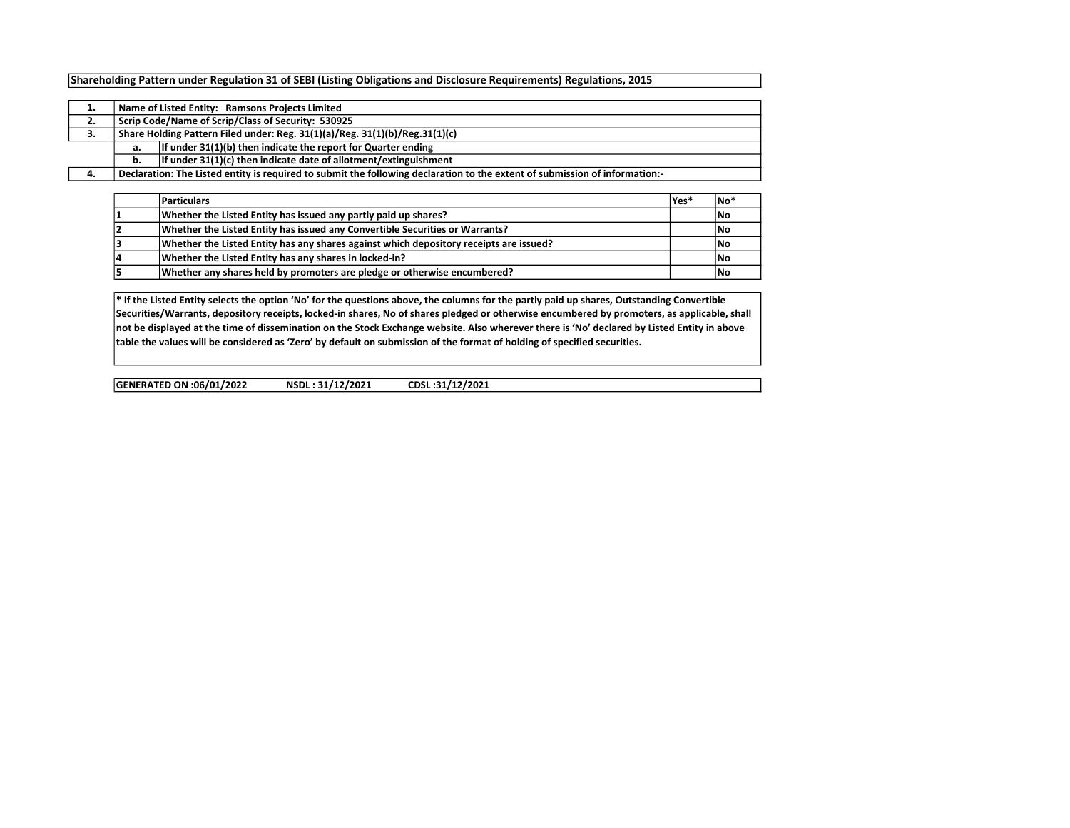**Shareholding Pattern under Regulation 31 of SEBI (Listing Obligations and Disclosure Requirements) Regulations, 2015**

| | | |
|---|---|---|
| 1. | Name of Listed Entity: Ramsons Projects Limited | |
| 2. | Scrip Code/Name of Scrip/Class of Security: 530925 | |
| 3. | Share Holding Pattern Filed under: Reg. 31(1)(a)/Reg. 31(1)(b)/Reg.31(1)(c) | |
| | a. | If under 31(1)(b) then indicate the report for Quarter ending |
| | b. | If under 31(1)(c) then indicate date of allotment/extinguishment |
| 4. | Declaration: The Listed entity is required to submit the following declaration to the extent of submission of information:- | |

| | Particulars | Yes* | No* |
|---|---|---|---|
| 1 | Whether the Listed Entity has issued any partly paid up shares? | | No |
| 2 | Whether the Listed Entity has issued any Convertible Securities or Warrants? | | No |
| 3 | Whether the Listed Entity has any shares against which depository receipts are issued? | | No |
| 4 | Whether the Listed Entity has any shares in locked-in? | | No |
| 5 | Whether any shares held by promoters are pledge or otherwise encumbered? | | No |

**\* If the Listed Entity selects the option 'No' for the questions above, the columns for the partly paid up shares, Outstanding Convertible Securities/Warrants, depository receipts, locked-in shares, No of shares pledged or otherwise encumbered by promoters, as applicable, shall not be displayed at the time of dissemination on the Stock Exchange website. Also wherever there is 'No' declared by Listed Entity in above table the values will be considered as 'Zero' by default on submission of the format of holding of specified securities.**

**GENERATED ON :06/01/2022 NSDL : 31/12/2021 CDSL :31/12/2021**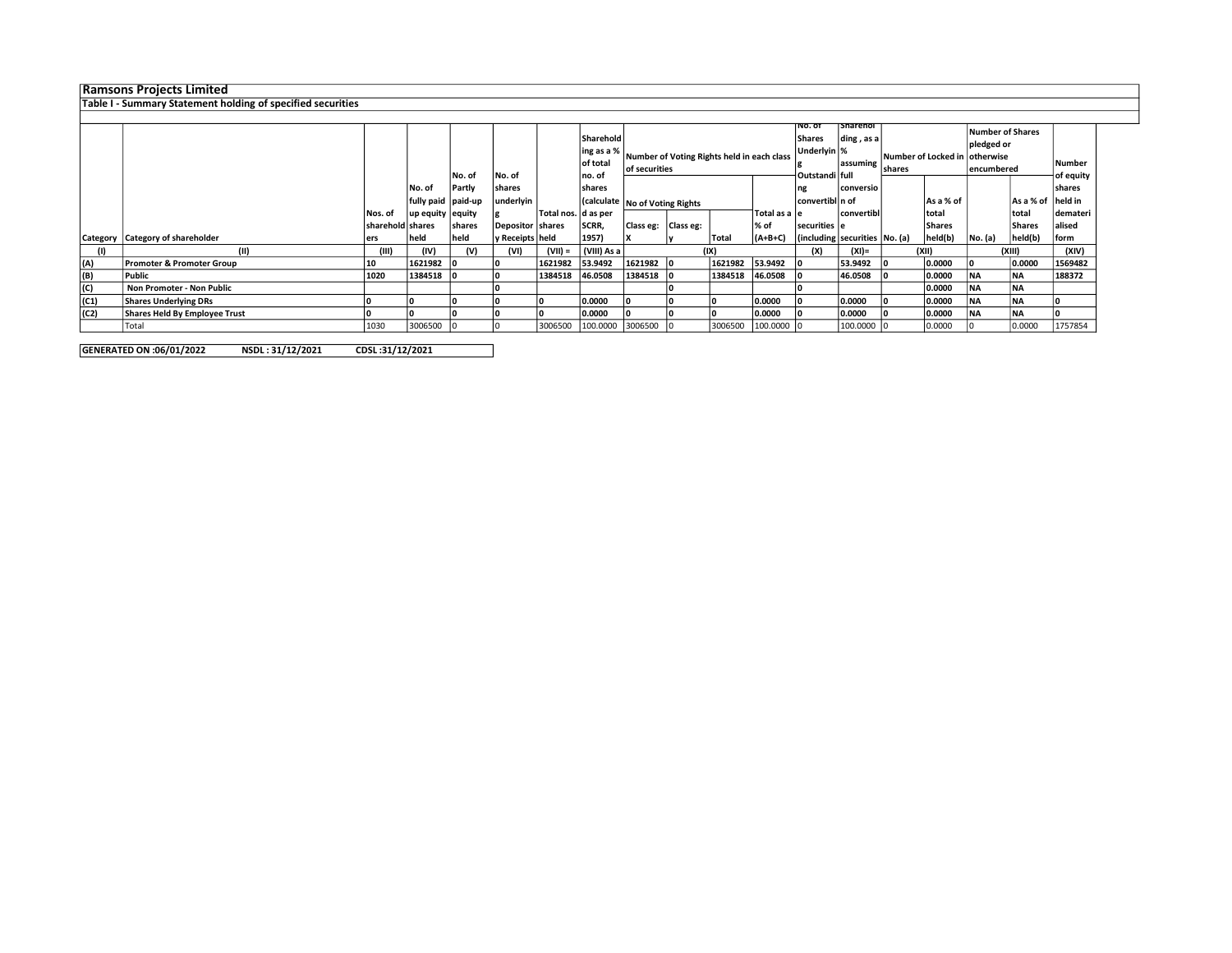**Ramsons Projects Limited**

**Table I - Summary Statement holding of specified securities**

| Category | Category of shareholder | Nos. of shareholders | No. of fully paid up equity shares held | No. of Partly paid-up equity shares held | No. of shares underlying Depository Receipts | Total nos. shares held | Shareholding as a % of total no. of shares (calculated as per SCRR, 1957) | Number of Voting Rights held in each class of securities | | | | No. of Shares Underlying Outstanding convertible securities (including | Shareholding , as a % assuming full conversion of convertible securities | Number of Locked in shares | | Number of Shares pledged or otherwise encumbered | | Number of equity shares held in dematerialised form |
|---|---|---|---|---|---|---|---|---|---|---|---|---|---|---|---|---|---|---|
| | | | | | | | | No of Voting Rights | | | Total as a % of (A+B+C) | | | No. (a) | As a % of total Shares held(b) | No. (a) | As a % of total Shares held(b) | |
| | | | | | | | | Class eg: X | Class eg: y | Total | | | | | | | | |
| (I) | (II) | (III) | (IV) | (V) | (VI) | (VII) = | (VIII) As a | (IX) | | | | (X) | (XI)= | (XII) | | (XIII) | | (XIV) |
| (A) | Promoter & Promoter Group | 10 | 1621982 | 0 | 0 | 1621982 | 53.9492 | 1621982 | 0 | 1621982 | 53.9492 | 0 | 53.9492 | 0 | 0.0000 | 0 | 0.0000 | 1569482 |
| (B) | Public | 1020 | 1384518 | 0 | 0 | 1384518 | 46.0508 | 1384518 | 0 | 1384518 | 46.0508 | 0 | 46.0508 | 0 | 0.0000 | NA | NA | 188372 |
| (C) | Non Promoter - Non Public | | | | 0 | | | | 0 | | | 0 | | | 0.0000 | NA | NA | |
| (C1) | Shares Underlying DRs | 0 | 0 | 0 | 0 | 0 | 0.0000 | 0 | 0 | 0 | 0.0000 | 0 | 0.0000 | 0 | 0.0000 | NA | NA | 0 |
| (C2) | Shares Held By Employee Trust | 0 | 0 | 0 | 0 | 0 | 0.0000 | 0 | 0 | 0 | 0.0000 | 0 | 0.0000 | 0 | 0.0000 | NA | NA | 0 |
| | Total | 1030 | 3006500 | 0 | 0 | 3006500 | 100.0000 | 3006500 | 0 | 3006500 | 100.0000 | 0 | 100.0000 | 0 | 0.0000 | 0 | 0.0000 | 1757854 |

**GENERATED ON :06/01/2022 NSDL : 31/12/2021 CDSL :31/12/2021**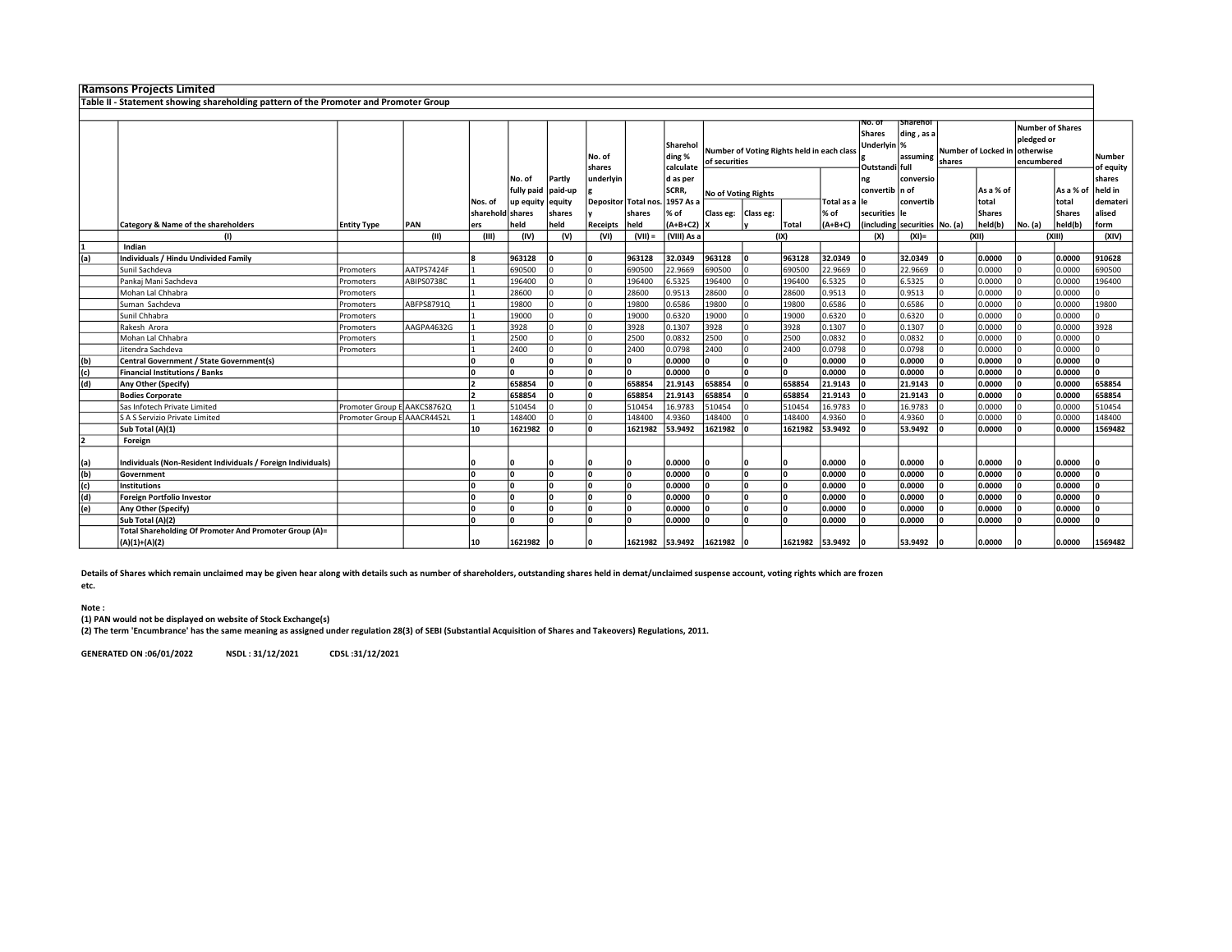# Ramsons Projects Limited

## Table II - Statement showing shareholding pattern of the Promoter and Promoter Group

| | Category & Name of the shareholders | Entity Type | PAN | Nos. of shareholders | No. of fully paid up equity shares held | Partly paid-up equity shares held | No. of shares underlying Depository Receipts | Total nos. shares held | Shareholding % calculated as per SCRR, 1957 As a % of (A+B+C2) | Number of Voting Rights held in each class of securities | | | | No. of Shares Underlying Outstanding convertible securities (including | Shareholding , as a % assuming full conversion of convertible securities | Number of Locked in shares | | Number of Shares pledged or otherwise encumbered | | Number of equity shares held in dematerialised form |
|---|---|---|---|---|---|---|---|---|---|---|---|---|---|---|---|---|---|---|---|---|
| | | | | | | | | | | No of Voting Rights | | | Total as a % of (A+B+C) | | | No. (a) | As a % of total Shares held(b) | No. (a) | As a % of total Shares held(b) | |
| | | | | | | | | | | Class eg: X | Class eg: y | Total | | | | | | | | |
| | (I) | | (II) | (III) | (IV) | (V) | (VI) | (VII) = | (VIII) As a | (IX) | | | | (X) | (XI)= | (XII) | | (XIII) | | (XIV) |
| 1 | Indian | | | | | | | | | | | | | | | | | | | |
| (a) | **Individuals / Hindu Undivided Family** | | | **8** | **963128** | **0** | **0** | **963128** | **32.0349** | **963128** | **0** | **963128** | **32.0349** | **0** | **32.0349** | **0** | **0.0000** | **0** | **0.0000** | **910628** |
| | Sunil Sachdeva | Promoters | AATPS7424F | 1 | 690500 | 0 | 0 | 690500 | 22.9669 | 690500 | 0 | 690500 | 22.9669 | 0 | 22.9669 | 0 | 0.0000 | 0 | 0.0000 | 690500 |
| | Pankaj Mani Sachdeva | Promoters | ABIPS0738C | 1 | 196400 | 0 | 0 | 196400 | 6.5325 | 196400 | 0 | 196400 | 6.5325 | 0 | 6.5325 | 0 | 0.0000 | 0 | 0.0000 | 196400 |
| | Mohan Lal Chhabra | Promoters | | 1 | 28600 | 0 | 0 | 28600 | 0.9513 | 28600 | 0 | 28600 | 0.9513 | 0 | 0.9513 | 0 | 0.0000 | 0 | 0.0000 | 0 |
| | Suman Sachdeva | Promoters | ABFPS8791Q | 1 | 19800 | 0 | 0 | 19800 | 0.6586 | 19800 | 0 | 19800 | 0.6586 | 0 | 0.6586 | 0 | 0.0000 | 0 | 0.0000 | 19800 |
| | Sunil Chhabra | Promoters | | 1 | 19000 | 0 | 0 | 19000 | 0.6320 | 19000 | 0 | 19000 | 0.6320 | 0 | 0.6320 | 0 | 0.0000 | 0 | 0.0000 | 0 |
| | Rakesh Arora | Promoters | AAGPA4632G | 1 | 3928 | 0 | 0 | 3928 | 0.1307 | 3928 | 0 | 3928 | 0.1307 | 0 | 0.1307 | 0 | 0.0000 | 0 | 0.0000 | 3928 |
| | Mohan Lal Chhabra | Promoters | | 1 | 2500 | 0 | 0 | 2500 | 0.0832 | 2500 | 0 | 2500 | 0.0832 | 0 | 0.0832 | 0 | 0.0000 | 0 | 0.0000 | 0 |
| | Jitendra Sachdeva | Promoters | | 1 | 2400 | 0 | 0 | 2400 | 0.0798 | 2400 | 0 | 2400 | 0.0798 | 0 | 0.0798 | 0 | 0.0000 | 0 | 0.0000 | 0 |
| (b) | **Central Government / State Government(s)** | | | **0** | **0** | **0** | **0** | **0** | **0.0000** | **0** | **0** | **0** | **0.0000** | **0** | **0.0000** | **0** | **0.0000** | **0** | **0.0000** | **0** |
| (c) | **Financial Institutions / Banks** | | | **0** | **0** | **0** | **0** | **0** | **0.0000** | **0** | **0** | **0** | **0.0000** | **0** | **0.0000** | **0** | **0.0000** | **0** | **0.0000** | **0** |
| (d) | **Any Other (Specify)** | | | **2** | **658854** | **0** | **0** | **658854** | **21.9143** | **658854** | **0** | **658854** | **21.9143** | **0** | **21.9143** | **0** | **0.0000** | **0** | **0.0000** | **658854** |
| | **Bodies Corporate** | | | **2** | **658854** | **0** | **0** | **658854** | **21.9143** | **658854** | **0** | **658854** | **21.9143** | **0** | **21.9143** | **0** | **0.0000** | **0** | **0.0000** | **658854** |
| | Sas Infotech Private Limited | Promoter Group E | AAKCS8762Q | 1 | 510454 | 0 | 0 | 510454 | 16.9783 | 510454 | 0 | 510454 | 16.9783 | 0 | 16.9783 | 0 | 0.0000 | 0 | 0.0000 | 510454 |
| | S A S Servizio Private Limited | Promoter Group E | AAACR4452L | 1 | 148400 | 0 | 0 | 148400 | 4.9360 | 148400 | 0 | 148400 | 4.9360 | 0 | 4.9360 | 0 | 0.0000 | 0 | 0.0000 | 148400 |
| | Sub Total (A)(1) | | | **10** | **1621982** | **0** | **0** | **1621982** | **53.9492** | **1621982** | **0** | **1621982** | **53.9492** | **0** | **53.9492** | **0** | **0.0000** | **0** | **0.0000** | **1569482** |
| 2 | Foreign | | | | | | | | | | | | | | | | | | | |
| (a) | **Individuals (Non-Resident Individuals / Foreign Individuals)** | | | **0** | **0** | **0** | **0** | **0** | **0.0000** | **0** | **0** | **0** | **0.0000** | **0** | **0.0000** | **0** | **0.0000** | **0** | **0.0000** | **0** |
| (b) | **Government** | | | **0** | **0** | **0** | **0** | **0** | **0.0000** | **0** | **0** | **0** | **0.0000** | **0** | **0.0000** | **0** | **0.0000** | **0** | **0.0000** | **0** |
| (c) | **Institutions** | | | **0** | **0** | **0** | **0** | **0** | **0.0000** | **0** | **0** | **0** | **0.0000** | **0** | **0.0000** | **0** | **0.0000** | **0** | **0.0000** | **0** |
| (d) | **Foreign Portfolio Investor** | | | **0** | **0** | **0** | **0** | **0** | **0.0000** | **0** | **0** | **0** | **0.0000** | **0** | **0.0000** | **0** | **0.0000** | **0** | **0.0000** | **0** |
| (e) | **Any Other (Specify)** | | | **0** | **0** | **0** | **0** | **0** | **0.0000** | **0** | **0** | **0** | **0.0000** | **0** | **0.0000** | **0** | **0.0000** | **0** | **0.0000** | **0** |
| | Sub Total (A)(2) | | | **0** | **0** | **0** | **0** | **0** | **0.0000** | **0** | **0** | **0** | **0.0000** | **0** | **0.0000** | **0** | **0.0000** | **0** | **0.0000** | **0** |
| | **Total Shareholding Of Promoter And Promoter Group (A)= (A)(1)+(A)(2)** | | | **10** | **1621982** | **0** | **0** | **1621982** | **53.9492** | **1621982** | **0** | **1621982** | **53.9492** | **0** | **53.9492** | **0** | **0.0000** | **0** | **0.0000** | **1569482** |

**Details of Shares which remain unclaimed may be given hear along with details such as number of shareholders, outstanding shares held in demat/unclaimed suspense account, voting rights which are frozen etc.**

**Note :**

**(1) PAN would not be displayed on website of Stock Exchange(s)**

**(2) The term 'Encumbrance' has the same meaning as assigned under regulation 28(3) of SEBI (Substantial Acquisition of Shares and Takeovers) Regulations, 2011.**

**GENERATED ON :06/01/2022 NSDL : 31/12/2021 CDSL :31/12/2021**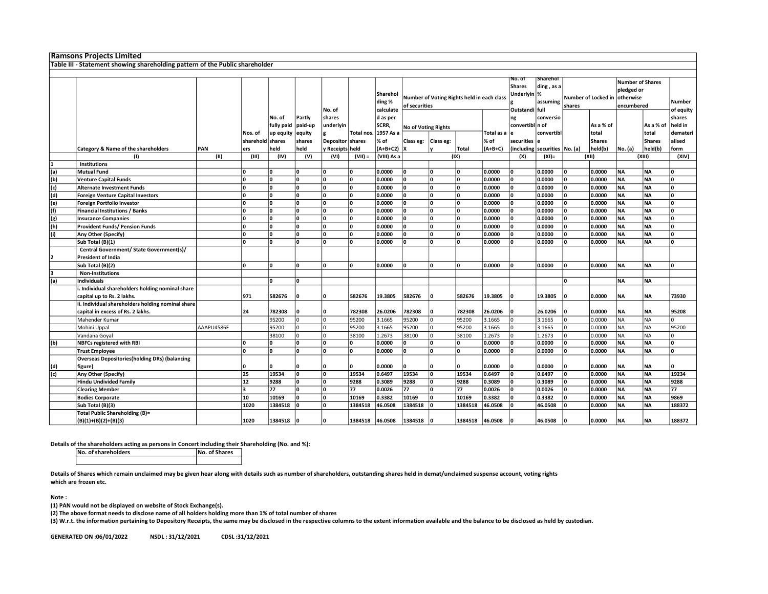**Ramsons Projects Limited**

**Table III - Statement showing shareholding pattern of the Public shareholder**

| | Category & Name of the shareholders | PAN | Nos. of shareholders | No. of fully paid up equity shares held | Partly paid-up equity shares held | No. of shares underlying Depository Receipts | Total nos. shares held | Shareholding % calculated as per SCRR, 1957 As a % of (A+B+C2) | Number of Voting Rights held in each class of securities | | | | No. of Shares Underlying Outstanding convertible securities (including | Shareholding , as a % assuming full conversion of convertible securities | Number of Locked in shares | | Number of Shares pledged or otherwise encumbered | | Number of equity shares held in dematerialised form |
|---|---|---|---|---|---|---|---|---|---|---|---|---|---|---|---|---|---|---|---|
| | | | | | | | | | No of Voting Rights | | | Total as a % of (A+B+C) | | | No. (a) | As a % of total Shares held(b) | No. (a) | As a % of total Shares held(b) | |
| | | | | | | | | | Class eg: X | Class eg: y | Total | | | | | | | | |
| | (I) | (II) | (III) | (IV) | (V) | (VI) | (VII) = | (VIII) As a | (IX) | | | | (X) | (XI)= | (XII) | | (XIII) | | (XIV) |
| 1 | Institutions | | | | | | | | | | | | | | | | | | |
| (a) | Mutual Fund | | 0 | 0 | 0 | 0 | 0 | 0.0000 | 0 | 0 | 0 | 0.0000 | 0 | 0.0000 | 0 | 0.0000 | NA | NA | 0 |
| (b) | Venture Capital Funds | | 0 | 0 | 0 | 0 | 0 | 0.0000 | 0 | 0 | 0 | 0.0000 | 0 | 0.0000 | 0 | 0.0000 | NA | NA | 0 |
| (c) | Alternate Investment Funds | | 0 | 0 | 0 | 0 | 0 | 0.0000 | 0 | 0 | 0 | 0.0000 | 0 | 0.0000 | 0 | 0.0000 | NA | NA | 0 |
| (d) | Foreign Venture Capital Investors | | 0 | 0 | 0 | 0 | 0 | 0.0000 | 0 | 0 | 0 | 0.0000 | 0 | 0.0000 | 0 | 0.0000 | NA | NA | 0 |
| (e) | Foreign Portfolio Investor | | 0 | 0 | 0 | 0 | 0 | 0.0000 | 0 | 0 | 0 | 0.0000 | 0 | 0.0000 | 0 | 0.0000 | NA | NA | 0 |
| (f) | Financial Institutions / Banks | | 0 | 0 | 0 | 0 | 0 | 0.0000 | 0 | 0 | 0 | 0.0000 | 0 | 0.0000 | 0 | 0.0000 | NA | NA | 0 |
| (g) | Insurance Companies | | 0 | 0 | 0 | 0 | 0 | 0.0000 | 0 | 0 | 0 | 0.0000 | 0 | 0.0000 | 0 | 0.0000 | NA | NA | 0 |
| (h) | Provident Funds/ Pension Funds | | 0 | 0 | 0 | 0 | 0 | 0.0000 | 0 | 0 | 0 | 0.0000 | 0 | 0.0000 | 0 | 0.0000 | NA | NA | 0 |
| (i) | Any Other (Specify) | | 0 | 0 | 0 | 0 | 0 | 0.0000 | 0 | 0 | 0 | 0.0000 | 0 | 0.0000 | 0 | 0.0000 | NA | NA | 0 |
| | Sub Total (B)(1) | | 0 | 0 | 0 | 0 | 0 | 0.0000 | 0 | 0 | 0 | 0.0000 | 0 | 0.0000 | 0 | 0.0000 | NA | NA | 0 |
| 2 | Central Government/ State Government(s)/ President of India | | | | | | | | | | | | | | | | | | |
| | Sub Total (B)(2) | | 0 | 0 | 0 | 0 | 0 | 0.0000 | 0 | 0 | 0 | 0.0000 | 0 | 0.0000 | 0 | 0.0000 | NA | NA | 0 |
| 3 | Non-Institutions | | | | | | | | | | | | | | | | | | |
| (a) | Individuals | | | 0 | 0 | | | | | | | | | | 0 | | NA | NA | |
| | i. Individual shareholders holding nominal share capital up to Rs. 2 lakhs. | | 971 | 582676 | 0 | 0 | 582676 | 19.3805 | 582676 | 0 | 582676 | 19.3805 | 0 | 19.3805 | 0 | 0.0000 | NA | NA | 73930 |
| | ii. Individual shareholders holding nominal share capital in excess of Rs. 2 lakhs. | | 24 | 782308 | 0 | 0 | 782308 | 26.0206 | 782308 | 0 | 782308 | 26.0206 | 0 | 26.0206 | 0 | 0.0000 | NA | NA | 95208 |
| | Mahender Kumar | | | 95200 | 0 | 0 | 95200 | 3.1665 | 95200 | 0 | 95200 | 3.1665 | 0 | 3.1665 | 0 | 0.0000 | NA | NA | 0 |
| | Mohini Uppal | AAAPU4586F | | 95200 | 0 | 0 | 95200 | 3.1665 | 95200 | 0 | 95200 | 3.1665 | 0 | 3.1665 | 0 | 0.0000 | NA | NA | 95200 |
| | Vandana Goyal | | | 38100 | 0 | 0 | 38100 | 1.2673 | 38100 | 0 | 38100 | 1.2673 | 0 | 1.2673 | 0 | 0.0000 | NA | NA | 0 |
| (b) | NBFCs registered with RBI | | 0 | 0 | 0 | 0 | 0 | 0.0000 | 0 | 0 | 0 | 0.0000 | 0 | 0.0000 | 0 | 0.0000 | NA | NA | 0 |
| | Trust Employee | | 0 | 0 | 0 | 0 | 0 | 0.0000 | 0 | 0 | 0 | 0.0000 | 0 | 0.0000 | 0 | 0.0000 | NA | NA | 0 |
| (d) | Overseas Depositories(holding DRs) (balancing figure) | | 0 | 0 | 0 | 0 | 0 | 0.0000 | 0 | 0 | 0 | 0.0000 | 0 | 0.0000 | 0 | 0.0000 | NA | NA | 0 |
| (c) | Any Other (Specify) | | 25 | 19534 | 0 | 0 | 19534 | 0.6497 | 19534 | 0 | 19534 | 0.6497 | 0 | 0.6497 | 0 | 0.0000 | NA | NA | 19234 |
| | Hindu Undivided Family | | 12 | 9288 | 0 | 0 | 9288 | 0.3089 | 9288 | 0 | 9288 | 0.3089 | 0 | 0.3089 | 0 | 0.0000 | NA | NA | 9288 |
| | Clearing Member | | 3 | 77 | 0 | 0 | 77 | 0.0026 | 77 | 0 | 77 | 0.0026 | 0 | 0.0026 | 0 | 0.0000 | NA | NA | 77 |
| | Bodies Corporate | | 10 | 10169 | 0 | 0 | 10169 | 0.3382 | 10169 | 0 | 10169 | 0.3382 | 0 | 0.3382 | 0 | 0.0000 | NA | NA | 9869 |
| | Sub Total (B)(3) | | 1020 | 1384518 | 0 | 0 | 1384518 | 46.0508 | 1384518 | 0 | 1384518 | 46.0508 | 0 | 46.0508 | 0 | 0.0000 | NA | NA | 188372 |
| | Total Public Shareholding (B)= (B)(1)+(B)(2)+(B)(3) | | 1020 | 1384518 | 0 | 0 | 1384518 | 46.0508 | 1384518 | 0 | 1384518 | 46.0508 | 0 | 46.0508 | 0 | 0.0000 | NA | NA | 188372 |

**Details of the shareholders acting as persons in Concert including their Shareholding (No. and %):**

| No. of shareholders | No. of Shares |
|---|---|
| | |

**Details of Shares which remain unclaimed may be given hear along with details such as number of shareholders, outstanding shares held in demat/unclaimed suspense account, voting rights which are frozen etc.**

**Note :**

**(1) PAN would not be displayed on website of Stock Exchange(s).**

**(2) The above format needs to disclose name of all holders holding more than 1% of total number of shares**

**(3) W.r.t. the information pertaining to Depository Receipts, the same may be disclosed in the respective columns to the extent information available and the balance to be disclosed as held by custodian.**

**GENERATED ON :06/01/2022 NSDL : 31/12/2021 CDSL :31/12/2021**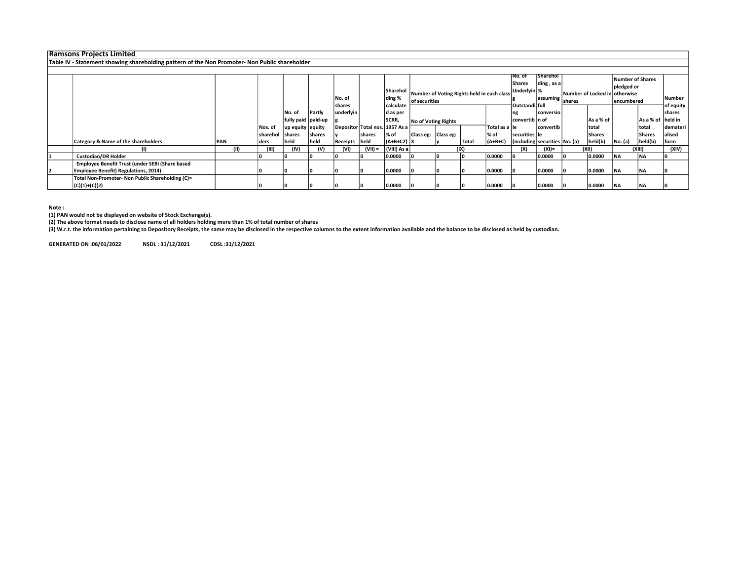**Ramsons Projects Limited**

**Table IV - Statement showing shareholding pattern of the Non Promoter- Non Public shareholder**

| | Category & Name of the shareholders | PAN | Nos. of sharehol ders | No. of fully paid up equity shares held | Partly paid-up equity shares held | No. of shares underlying Depository Receipts | Total nos. shares held | Shareholding % calculated as per SCRR, 1957 As a % of (A+B+C2) | Number of Voting Rights held in each class of securities | | | | No. of Shares Underlying Outstanding convertible securities (including | Shareholding , as a % assuming full conversion of convertible securities | Number of Locked in shares | | Number of Shares pledged or otherwise encumbered | | Number of equity shares held in dematerialised form |
|---|---|---|---|---|---|---|---|---|---|---|---|---|---|---|---|---|---|---|---|
| | | | | | | | | | No of Voting Rights | | | Total as a % of (A+B+C) | | | No. (a) | As a % of total Shares held(b) | No. (a) | As a % of total Shares held(b) | |
| | | | | | | | | | Class eg: X | Class eg: y | Total | | | | | | | | |
| | (I) | (II) | (III) | (IV) | (V) | (VI) | (VII) = | (VIII) As a | (IX) | | | | (X) | (XI)= | (XII) | | (XIII) | | (XIV) |
| 1 | Custodian/DR Holder | | 0 | 0 | 0 | 0 | 0 | 0.0000 | 0 | 0 | 0 | 0.0000 | 0 | 0.0000 | 0 | 0.0000 | NA | NA | 0 |
| 2 | Employee Benefit Trust (under SEBI (Share based Employee Benefit) Regulations, 2014) | | 0 | 0 | 0 | 0 | 0 | 0.0000 | 0 | 0 | 0 | 0.0000 | 0 | 0.0000 | 0 | 0.0000 | NA | NA | 0 |
| | Total Non-Promoter- Non Public Shareholding (C)= (C)(1)+(C)(2) | | 0 | 0 | 0 | 0 | 0 | 0.0000 | 0 | 0 | 0 | 0.0000 | 0 | 0.0000 | 0 | 0.0000 | NA | NA | 0 |

**Note :**

**(1) PAN would not be displayed on website of Stock Exchange(s).**

**(2) The above format needs to disclose name of all holders holding more than 1% of total number of shares**

**(3) W.r.t. the information pertaining to Depository Receipts, the same may be disclosed in the respective columns to the extent information available and the balance to be disclosed as held by custodian.**

**GENERATED ON :06/01/2022 NSDL : 31/12/2021 CDSL :31/12/2021**